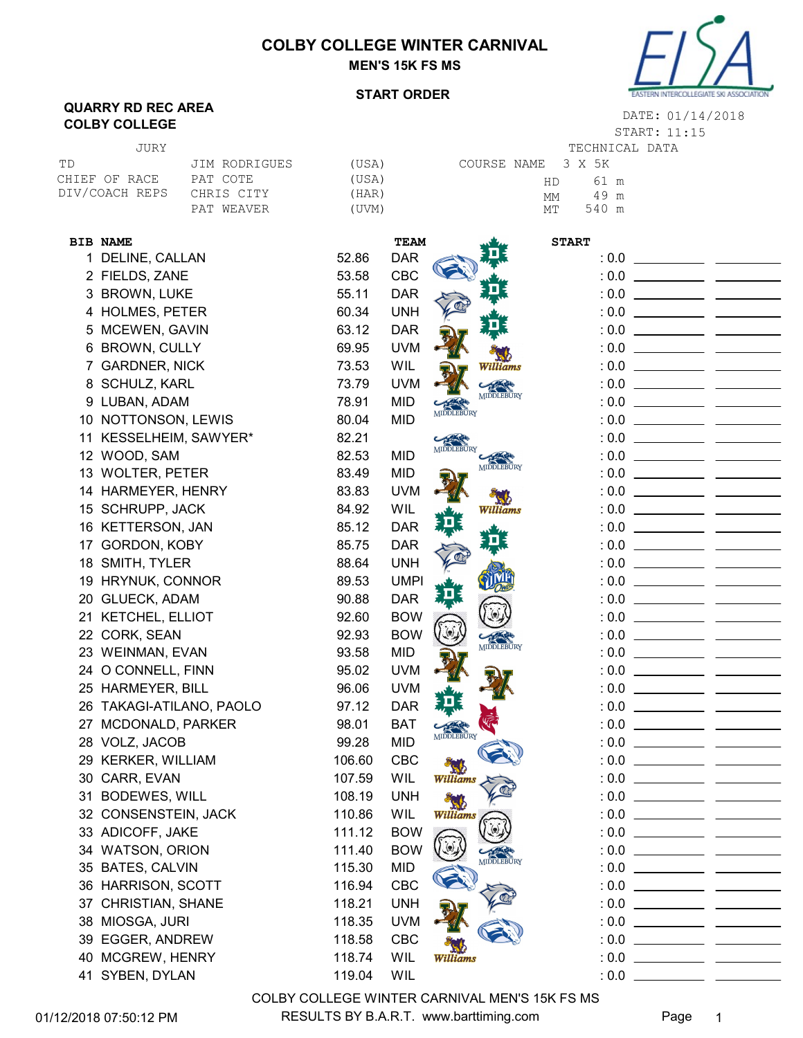# COLBY COLLEGE WINTER CARNIVAL

## MEN'S 15K FS MS

### START ORDER

**QUARRY RD REC AREA**
**COLBY COLLEGE**

DATE: 01/14/2018
START: 11:15

| JURY | | |
|---|---|---|
| TD | JIM RODRIGUES | (USA) |
| CHIEF OF RACE | PAT COTE | (USA) |
| DIV/COACH REPS | CHRIS CITY | (HAR) |
| | PAT WEAVER | (UVM) |

| TECHNICAL DATA | |
|---|---|
| COURSE NAME | 3 X 5K |
| HD | 61 m |
| MM | 49 m |
| MT | 540 m |

| BIB | NAME | | TEAM | START |
|---|---|---|---|---|
| 1 | DELINE, CALLAN | 52.86 | DAR | : 0.0 |
| 2 | FIELDS, ZANE | 53.58 | CBC | : 0.0 |
| 3 | BROWN, LUKE | 55.11 | DAR | : 0.0 |
| 4 | HOLMES, PETER | 60.34 | UNH | : 0.0 |
| 5 | MCEWEN, GAVIN | 63.12 | DAR | : 0.0 |
| 6 | BROWN, CULLY | 69.95 | UVM | : 0.0 |
| 7 | GARDNER, NICK | 73.53 | WIL | : 0.0 |
| 8 | SCHULZ, KARL | 73.79 | UVM | : 0.0 |
| 9 | LUBAN, ADAM | 78.91 | MID | : 0.0 |
| 10 | NOTTONSON, LEWIS | 80.04 | MID | : 0.0 |
| 11 | KESSELHEIM, SAWYER* | 82.21 | | : 0.0 |
| 12 | WOOD, SAM | 82.53 | MID | : 0.0 |
| 13 | WOLTER, PETER | 83.49 | MID | : 0.0 |
| 14 | HARMEYER, HENRY | 83.83 | UVM | : 0.0 |
| 15 | SCHRUPP, JACK | 84.92 | WIL | : 0.0 |
| 16 | KETTERSON, JAN | 85.12 | DAR | : 0.0 |
| 17 | GORDON, KOBY | 85.75 | DAR | : 0.0 |
| 18 | SMITH, TYLER | 88.64 | UNH | : 0.0 |
| 19 | HRYNUK, CONNOR | 89.53 | UMPI | : 0.0 |
| 20 | GLUECK, ADAM | 90.88 | DAR | : 0.0 |
| 21 | KETCHEL, ELLIOT | 92.60 | BOW | : 0.0 |
| 22 | CORK, SEAN | 92.93 | BOW | : 0.0 |
| 23 | WEINMAN, EVAN | 93.58 | MID | : 0.0 |
| 24 | O CONNELL, FINN | 95.02 | UVM | : 0.0 |
| 25 | HARMEYER, BILL | 96.06 | UVM | : 0.0 |
| 26 | TAKAGI-ATILANO, PAOLO | 97.12 | DAR | : 0.0 |
| 27 | MCDONALD, PARKER | 98.01 | BAT | : 0.0 |
| 28 | VOLZ, JACOB | 99.28 | MID | : 0.0 |
| 29 | KERKER, WILLIAM | 106.60 | CBC | : 0.0 |
| 30 | CARR, EVAN | 107.59 | WIL | : 0.0 |
| 31 | BODEWES, WILL | 108.19 | UNH | : 0.0 |
| 32 | CONSENSTEIN, JACK | 110.86 | WIL | : 0.0 |
| 33 | ADICOFF, JAKE | 111.12 | BOW | : 0.0 |
| 34 | WATSON, ORION | 111.40 | BOW | : 0.0 |
| 35 | BATES, CALVIN | 115.30 | MID | : 0.0 |
| 36 | HARRISON, SCOTT | 116.94 | CBC | : 0.0 |
| 37 | CHRISTIAN, SHANE | 118.21 | UNH | : 0.0 |
| 38 | MIOSGA, JURI | 118.35 | UVM | : 0.0 |
| 39 | EGGER, ANDREW | 118.58 | CBC | : 0.0 |
| 40 | MCGREW, HENRY | 118.74 | WIL | : 0.0 |
| 41 | SYBEN, DYLAN | 119.04 | WIL | : 0.0 |

COLBY COLLEGE WINTER CARNIVAL MEN'S 15K FS MS
RESULTS BY B.A.R.T. www.barttiming.com

01/12/2018 07:50:12 PM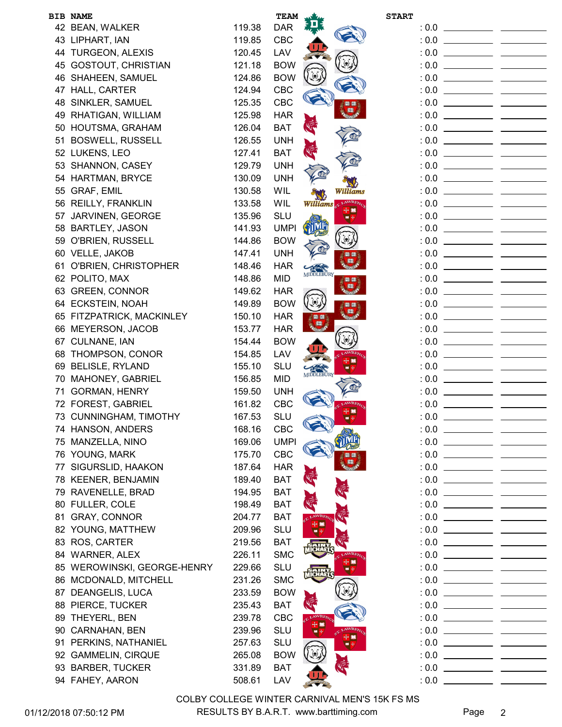| BIB | NAME | | TEAM | START | | |
|---|---|---|---|---|---|---|
| 42 | BEAN, WALKER | 119.38 | DAR | : 0.0 | | |
| 43 | LIPHART, IAN | 119.85 | CBC | : 0.0 | | |
| 44 | TURGEON, ALEXIS | 120.45 | LAV | : 0.0 | | |
| 45 | GOSTOUT, CHRISTIAN | 121.18 | BOW | : 0.0 | | |
| 46 | SHAHEEN, SAMUEL | 124.86 | BOW | : 0.0 | | |
| 47 | HALL, CARTER | 124.94 | CBC | : 0.0 | | |
| 48 | SINKLER, SAMUEL | 125.35 | CBC | : 0.0 | | |
| 49 | RHATIGAN, WILLIAM | 125.98 | HAR | : 0.0 | | |
| 50 | HOUTSMA, GRAHAM | 126.04 | BAT | : 0.0 | | |
| 51 | BOSWELL, RUSSELL | 126.55 | UNH | : 0.0 | | |
| 52 | LUKENS, LEO | 127.41 | BAT | : 0.0 | | |
| 53 | SHANNON, CASEY | 129.79 | UNH | : 0.0 | | |
| 54 | HARTMAN, BRYCE | 130.09 | UNH | : 0.0 | | |
| 55 | GRAF, EMIL | 130.58 | WIL | : 0.0 | | |
| 56 | REILLY, FRANKLIN | 133.58 | WIL | : 0.0 | | |
| 57 | JARVINEN, GEORGE | 135.96 | SLU | : 0.0 | | |
| 58 | BARTLEY, JASON | 141.93 | UMPI | : 0.0 | | |
| 59 | O'BRIEN, RUSSELL | 144.86 | BOW | : 0.0 | | |
| 60 | VELLE, JAKOB | 147.41 | UNH | : 0.0 | | |
| 61 | O'BRIEN, CHRISTOPHER | 148.46 | HAR | : 0.0 | | |
| 62 | POLITO, MAX | 148.86 | MID | : 0.0 | | |
| 63 | GREEN, CONNOR | 149.62 | HAR | : 0.0 | | |
| 64 | ECKSTEIN, NOAH | 149.89 | BOW | : 0.0 | | |
| 65 | FITZPATRICK, MACKINLEY | 150.10 | HAR | : 0.0 | | |
| 66 | MEYERSON, JACOB | 153.77 | HAR | : 0.0 | | |
| 67 | CULNANE, IAN | 154.44 | BOW | : 0.0 | | |
| 68 | THOMPSON, CONOR | 154.85 | LAV | : 0.0 | | |
| 69 | BELISLE, RYLAND | 155.10 | SLU | : 0.0 | | |
| 70 | MAHONEY, GABRIEL | 156.85 | MID | : 0.0 | | |
| 71 | GORMAN, HENRY | 159.50 | UNH | : 0.0 | | |
| 72 | FOREST, GABRIEL | 161.82 | CBC | : 0.0 | | |
| 73 | CUNNINGHAM, TIMOTHY | 167.53 | SLU | : 0.0 | | |
| 74 | HANSON, ANDERS | 168.16 | CBC | : 0.0 | | |
| 75 | MANZELLA, NINO | 169.06 | UMPI | : 0.0 | | |
| 76 | YOUNG, MARK | 175.70 | CBC | : 0.0 | | |
| 77 | SIGURSLID, HAAKON | 187.64 | HAR | : 0.0 | | |
| 78 | KEENER, BENJAMIN | 189.40 | BAT | : 0.0 | | |
| 79 | RAVENELLE, BRAD | 194.95 | BAT | : 0.0 | | |
| 80 | FULLER, COLE | 198.49 | BAT | : 0.0 | | |
| 81 | GRAY, CONNOR | 204.77 | BAT | : 0.0 | | |
| 82 | YOUNG, MATTHEW | 209.96 | SLU | : 0.0 | | |
| 83 | ROS, CARTER | 219.56 | BAT | : 0.0 | | |
| 84 | WARNER, ALEX | 226.11 | SMC | : 0.0 | | |
| 85 | WEROWINSKI, GEORGE-HENRY | 229.66 | SLU | : 0.0 | | |
| 86 | MCDONALD, MITCHELL | 231.26 | SMC | : 0.0 | | |
| 87 | DEANGELIS, LUCA | 233.59 | BOW | : 0.0 | | |
| 88 | PIERCE, TUCKER | 235.43 | BAT | : 0.0 | | |
| 89 | THEYERL, BEN | 239.78 | CBC | : 0.0 | | |
| 90 | CARNAHAN, BEN | 239.96 | SLU | : 0.0 | | |
| 91 | PERKINS, NATHANIEL | 257.63 | SLU | : 0.0 | | |
| 92 | GAMMELIN, CIRQUE | 265.08 | BOW | : 0.0 | | |
| 93 | BARBER, TUCKER | 331.89 | BAT | : 0.0 | | |
| 94 | FAHEY, AARON | 508.61 | LAV | : 0.0 | | |

COLBY COLLEGE WINTER CARNIVAL MEN'S 15K FS MS

01/12/2018 07:50:12 PM — RESULTS BY B.A.R.T. www.barttiming.com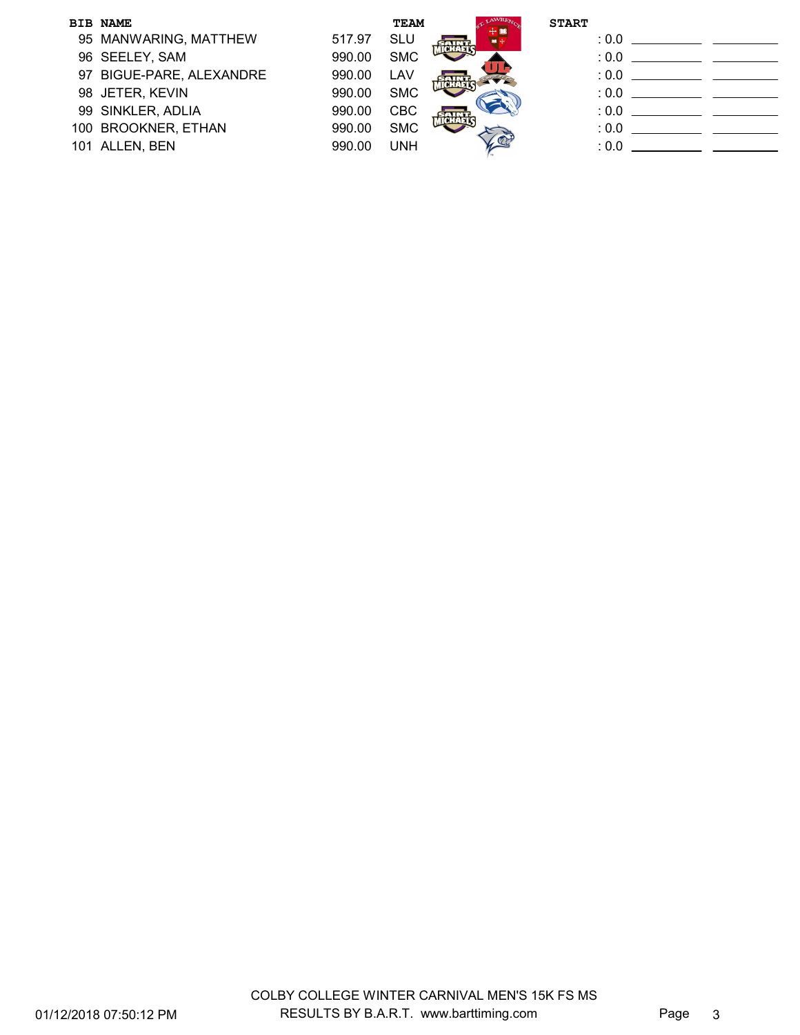| BIB | NAME | | TEAM | START | | |
|---|---|---|---|---|---|---|
| 95 | MANWARING, MATTHEW | 517.97 | SLU | : 0.0 | | |
| 96 | SEELEY, SAM | 990.00 | SMC | : 0.0 | | |
| 97 | BIGUE-PARE, ALEXANDRE | 990.00 | LAV | : 0.0 | | |
| 98 | JETER, KEVIN | 990.00 | SMC | : 0.0 | | |
| 99 | SINKLER, ADLIA | 990.00 | CBC | : 0.0 | | |
| 100 | BROOKNER, ETHAN | 990.00 | SMC | : 0.0 | | |
| 101 | ALLEN, BEN | 990.00 | UNH | : 0.0 | | |

01/12/2018 07:50:12 PM

COLBY COLLEGE WINTER CARNIVAL MEN'S 15K FS MS

RESULTS BY B.A.R.T. www.barttiming.com